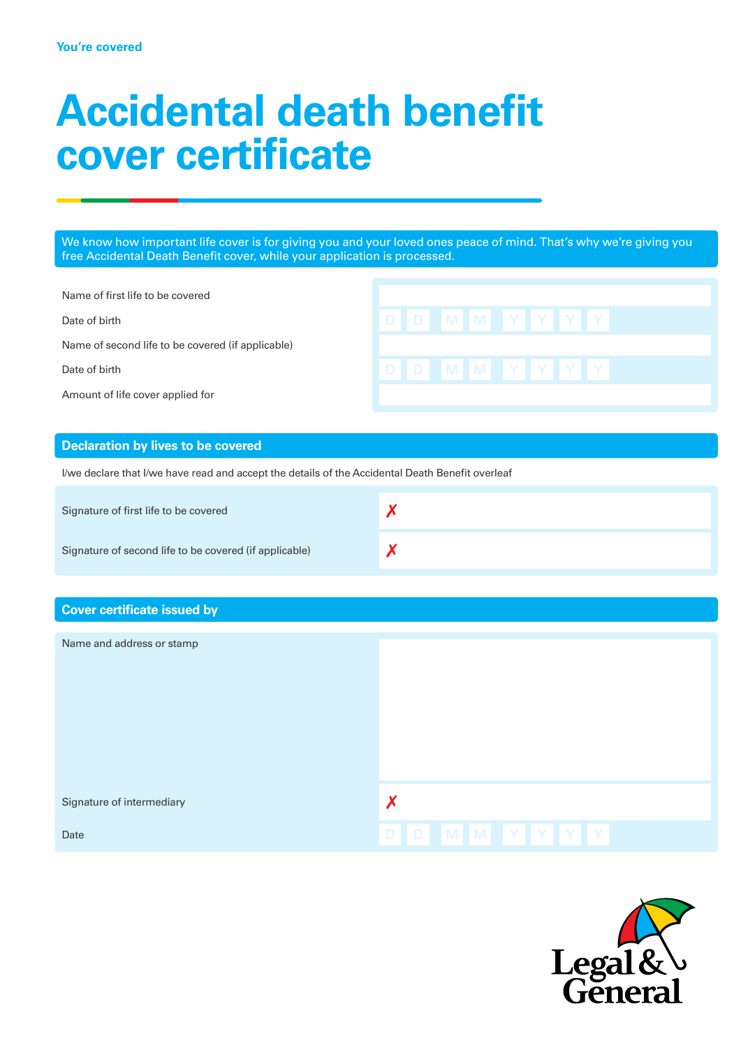You're covered

# Accidental death benefit cover certificate

We know how important life cover is for giving you and your loved ones peace of mind. That's why we're giving you free Accidental Death Benefit cover, while your application is processed.

| | |
|---|---|
| Name of first life to be covered | |
| Date of birth | D D M M Y Y Y Y |
| Name of second life to be covered (if applicable) | |
| Date of birth | D D M M Y Y Y Y |
| Amount of life cover applied for | |

## Declaration by lives to be covered

I/we declare that I/we have read and accept the details of the Accidental Death Benefit overleaf

| | |
|---|---|
| Signature of first life to be covered | ✗ |
| Signature of second life to be covered (if applicable) | ✗ |

## Cover certificate issued by

| | |
|---|---|
| Name and address or stamp | |
| Signature of intermediary | ✗ |
| Date | D D M M Y Y Y Y |

Legal & General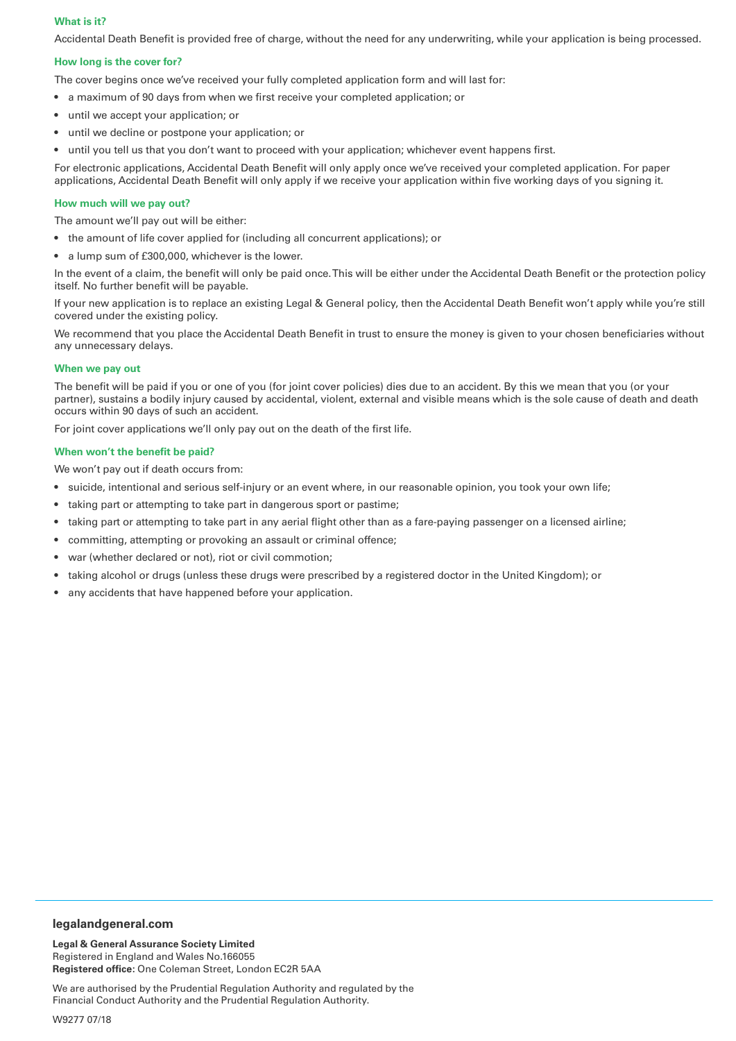### What is it?

Accidental Death Benefit is provided free of charge, without the need for any underwriting, while your application is being processed.

### How long is the cover for?

The cover begins once we've received your fully completed application form and will last for:

- a maximum of 90 days from when we first receive your completed application; or
- until we accept your application; or
- until we decline or postpone your application; or
- until you tell us that you don't want to proceed with your application; whichever event happens first.

For electronic applications, Accidental Death Benefit will only apply once we've received your completed application. For paper applications, Accidental Death Benefit will only apply if we receive your application within five working days of you signing it.

### How much will we pay out?

The amount we'll pay out will be either:

- the amount of life cover applied for (including all concurrent applications); or
- a lump sum of £300,000, whichever is the lower.

In the event of a claim, the benefit will only be paid once. This will be either under the Accidental Death Benefit or the protection policy itself. No further benefit will be payable.

If your new application is to replace an existing Legal & General policy, then the Accidental Death Benefit won't apply while you're still covered under the existing policy.

We recommend that you place the Accidental Death Benefit in trust to ensure the money is given to your chosen beneficiaries without any unnecessary delays.

### When we pay out

The benefit will be paid if you or one of you (for joint cover policies) dies due to an accident. By this we mean that you (or your partner), sustains a bodily injury caused by accidental, violent, external and visible means which is the sole cause of death and death occurs within 90 days of such an accident.

For joint cover applications we'll only pay out on the death of the first life.

### When won't the benefit be paid?

We won't pay out if death occurs from:

- suicide, intentional and serious self-injury or an event where, in our reasonable opinion, you took your own life;
- taking part or attempting to take part in dangerous sport or pastime;
- taking part or attempting to take part in any aerial flight other than as a fare-paying passenger on a licensed airline;
- committing, attempting or provoking an assault or criminal offence;
- war (whether declared or not), riot or civil commotion;
- taking alcohol or drugs (unless these drugs were prescribed by a registered doctor in the United Kingdom); or
- any accidents that have happened before your application.

---

**legalandgeneral.com**

**Legal & General Assurance Society Limited**
Registered in England and Wales No.166055
**Registered office:** One Coleman Street, London EC2R 5AA

We are authorised by the Prudential Regulation Authority and regulated by the Financial Conduct Authority and the Prudential Regulation Authority.

W9277 07/18